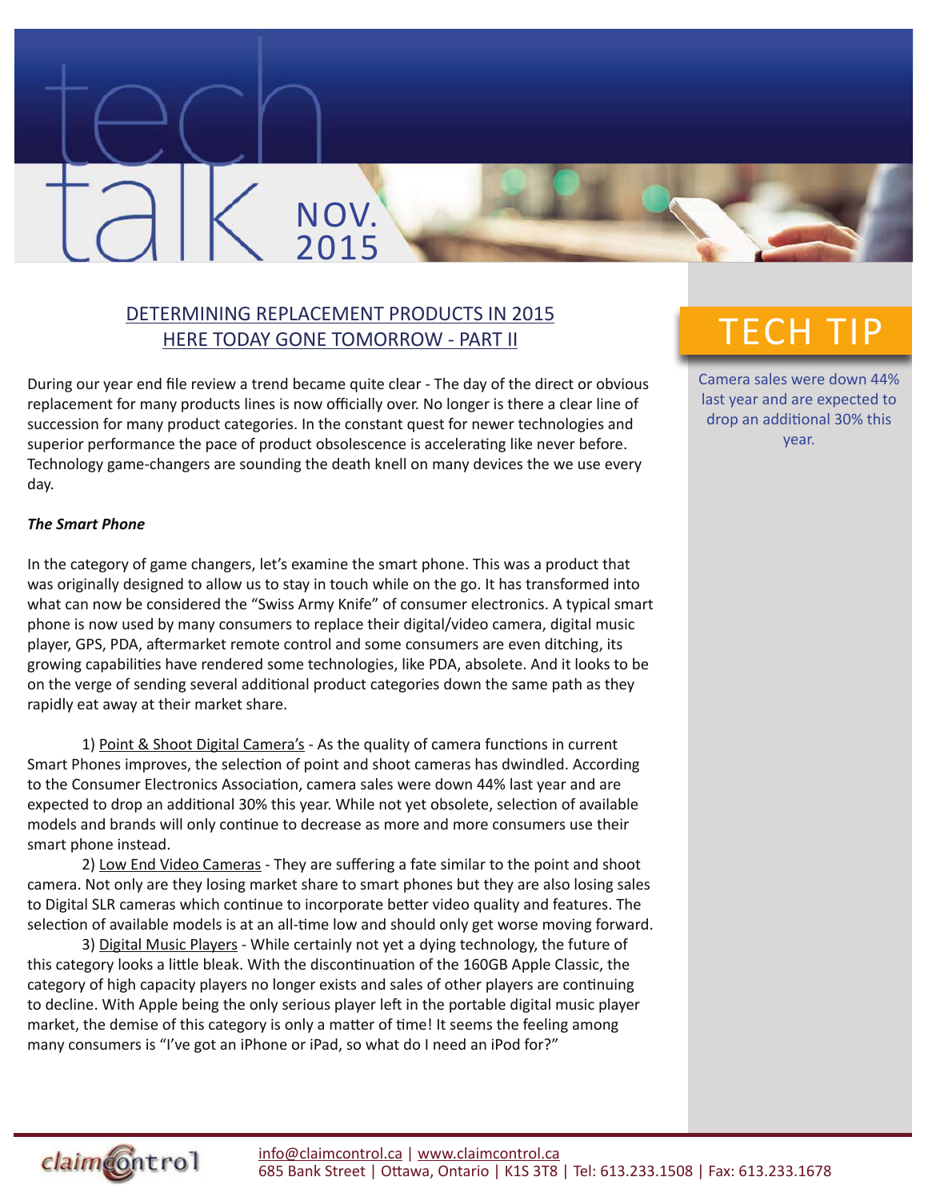# tech talk NOV. 2015

## DETERMINING REPLACEMENT PRODUCTS IN 2015
## HERE TODAY GONE TOMORROW - PART II

During our year end file review a trend became quite clear - The day of the direct or obvious replacement for many products lines is now officially over. No longer is there a clear line of succession for many product categories. In the constant quest for newer technologies and superior performance the pace of product obsolescence is accelerating like never before. Technology game-changers are sounding the death knell on many devices the we use every day.

***The Smart Phone***

In the category of game changers, let's examine the smart phone. This was a product that was originally designed to allow us to stay in touch while on the go. It has transformed into what can now be considered the "Swiss Army Knife" of consumer electronics. A typical smart phone is now used by many consumers to replace their digital/video camera, digital music player, GPS, PDA, aftermarket remote control and some consumers are even ditching, its growing capabilities have rendered some technologies, like PDA, absolete. And it looks to be on the verge of sending several additional product categories down the same path as they rapidly eat away at their market share.

1) Point & Shoot Digital Camera's - As the quality of camera functions in current Smart Phones improves, the selection of point and shoot cameras has dwindled. According to the Consumer Electronics Association, camera sales were down 44% last year and are expected to drop an additional 30% this year. While not yet obsolete, selection of available models and brands will only continue to decrease as more and more consumers use their smart phone instead.

2) Low End Video Cameras - They are suffering a fate similar to the point and shoot camera. Not only are they losing market share to smart phones but they are also losing sales to Digital SLR cameras which continue to incorporate better video quality and features. The selection of available models is at an all-time low and should only get worse moving forward.

3) Digital Music Players - While certainly not yet a dying technology, the future of this category looks a little bleak. With the discontinuation of the 160GB Apple Classic, the category of high capacity players no longer exists and sales of other players are continuing to decline. With Apple being the only serious player left in the portable digital music player market, the demise of this category is only a matter of time! It seems the feeling among many consumers is "I've got an iPhone or iPad, so what do I need an iPod for?"

## TECH TIP

Camera sales were down 44% last year and are expected to drop an additional 30% this year.

claimcontrol

info@claimcontrol.ca | www.claimcontrol.ca
685 Bank Street | Ottawa, Ontario | K1S 3T8 | Tel: 613.233.1508 | Fax: 613.233.1678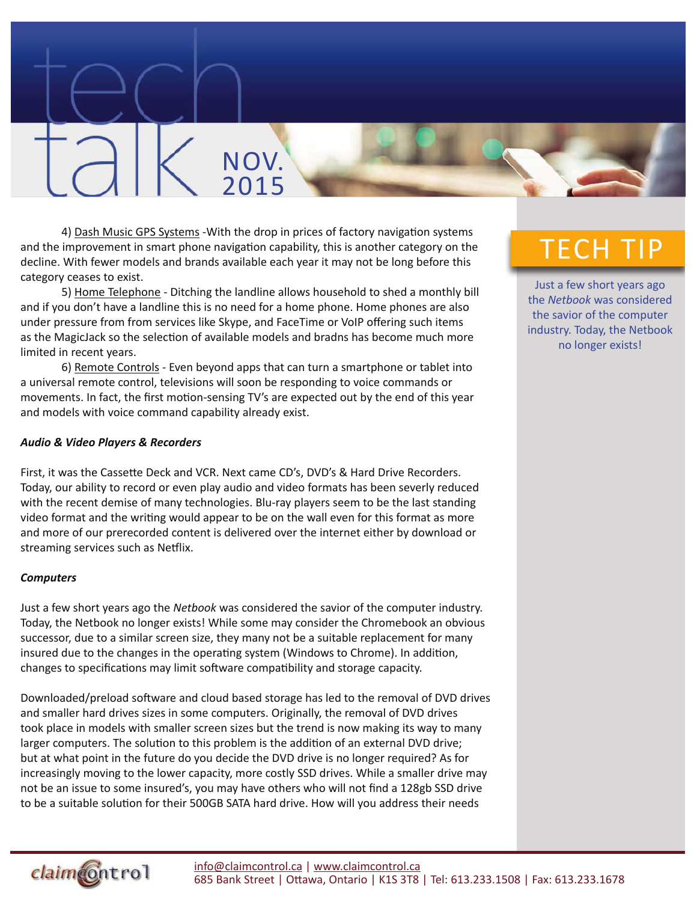4) Dash Music GPS Systems -With the drop in prices of factory navigation systems and the improvement in smart phone navigation capability, this is another category on the decline. With fewer models and brands available each year it may not be long before this category ceases to exist.

5) Home Telephone - Ditching the landline allows household to shed a monthly bill and if you don't have a landline this is no need for a home phone. Home phones are also under pressure from from services like Skype, and FaceTime or VoIP offering such items as the MagicJack so the selection of available models and bradns has become much more limited in recent years.

6) Remote Controls - Even beyond apps that can turn a smartphone or tablet into a universal remote control, televisions will soon be responding to voice commands or movements. In fact, the first motion-sensing TV's are expected out by the end of this year and models with voice command capability already exist.

***Audio & Video Players & Recorders***

First, it was the Cassette Deck and VCR. Next came CD's, DVD's & Hard Drive Recorders. Today, our ability to record or even play audio and video formats has been severly reduced with the recent demise of many technologies. Blu-ray players seem to be the last standing video format and the writing would appear to be on the wall even for this format as more and more of our prerecorded content is delivered over the internet either by download or streaming services such as Netflix.

***Computers***

Just a few short years ago the *Netbook* was considered the savior of the computer industry. Today, the Netbook no longer exists! While some may consider the Chromebook an obvious successor, due to a similar screen size, they many not be a suitable replacement for many insured due to the changes in the operating system (Windows to Chrome). In addition, changes to specifications may limit software compatibility and storage capacity.

Downloaded/preload software and cloud based storage has led to the removal of DVD drives and smaller hard drives sizes in some computers. Originally, the removal of DVD drives took place in models with smaller screen sizes but the trend is now making its way to many larger computers. The solution to this problem is the addition of an external DVD drive; but at what point in the future do you decide the DVD drive is no longer required? As for increasingly moving to the lower capacity, more costly SSD drives. While a smaller drive may not be an issue to some insured's, you may have others who will not find a 128gb SSD drive to be a suitable solution for their 500GB SATA hard drive. How will you address their needs

## TECH TIP

Just a few short years ago the *Netbook* was considered the savior of the computer industry. Today, the Netbook no longer exists!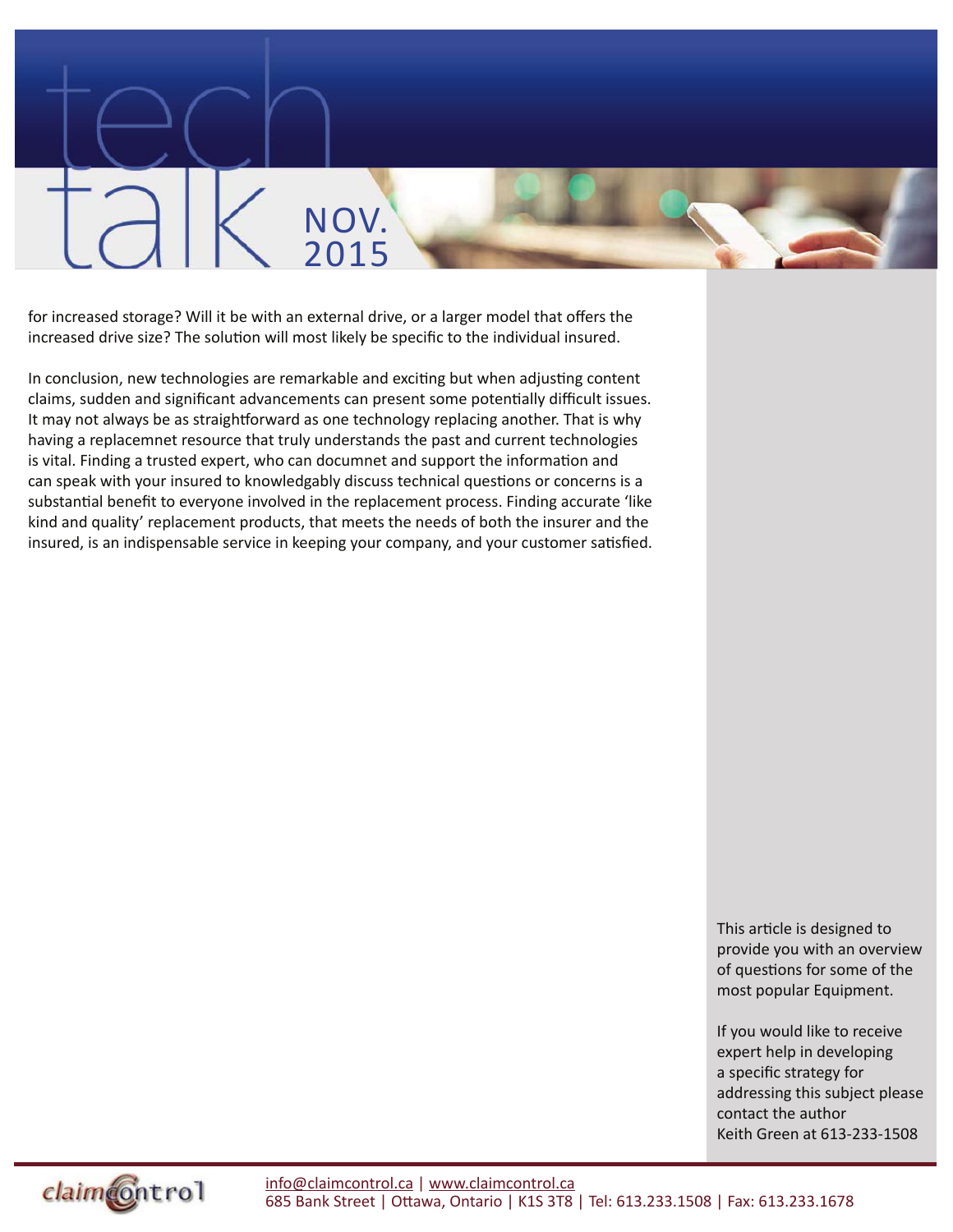for increased storage? Will it be with an external drive, or a larger model that offers the increased drive size? The solution will most likely be specific to the individual insured.

In conclusion, new technologies are remarkable and exciting but when adjusting content claims, sudden and significant advancements can present some potentially difficult issues. It may not always be as straightforward as one technology replacing another. That is why having a replacemnet resource that truly understands the past and current technologies is vital. Finding a trusted expert, who can documnet and support the information and can speak with your insured to knowledgably discuss technical questions or concerns is a substantial benefit to everyone involved in the replacement process. Finding accurate 'like kind and quality' replacement products, that meets the needs of both the insurer and the insured, is an indispensable service in keeping your company, and your customer satisfied.

This article is designed to provide you with an overview of questions for some of the most popular Equipment.

If you would like to receive expert help in developing a specific strategy for addressing this subject please contact the author Keith Green at 613-233-1508

info@claimcontrol.ca | www.claimcontrol.ca
685 Bank Street | Ottawa, Ontario | K1S 3T8 | Tel: 613.233.1508 | Fax: 613.233.1678